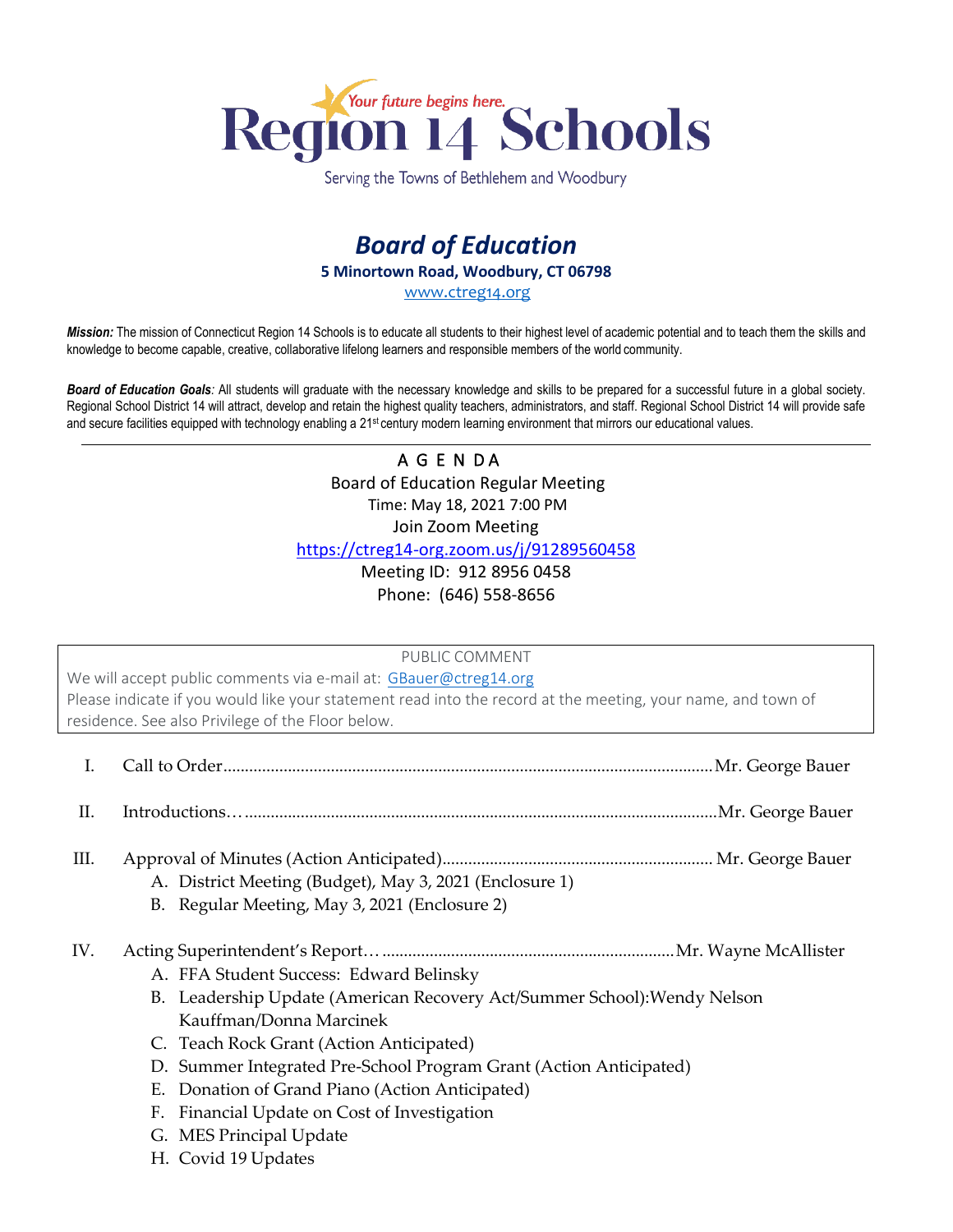Your future begins here.

# Region 14 Schools

Serving the Towns of Bethlehem and Woodbury

## *Board of Education*

**5 Minortown Road, Woodbury, CT 06798**

www.ctreg14.org

***Mission:*** The mission of Connecticut Region 14 Schools is to educate all students to their highest level of academic potential and to teach them the skills and knowledge to become capable, creative, collaborative lifelong learners and responsible members of the world community.

***Board of Education Goals:*** All students will graduate with the necessary knowledge and skills to be prepared for a successful future in a global society. Regional School District 14 will attract, develop and retain the highest quality teachers, administrators, and staff. Regional School District 14 will provide safe and secure facilities equipped with technology enabling a 21st century modern learning environment that mirrors our educational values.

---

A G E N DA

Board of Education Regular Meeting

Time: May 18, 2021 7:00 PM

Join Zoom Meeting

https://ctreg14-org.zoom.us/j/91289560458

Meeting ID: 912 8956 0458

Phone: (646) 558-8656

PUBLIC COMMENT

We will accept public comments via e-mail at: GBauer@ctreg14.org

Please indicate if you would like your statement read into the record at the meeting, your name, and town of residence. See also Privilege of the Floor below.

I. Call to Order....................................................................Mr. George Bauer

II. Introductions….................................................................Mr. George Bauer

III. Approval of Minutes (Action Anticipated).......................................Mr. George Bauer
   - A. District Meeting (Budget), May 3, 2021 (Enclosure 1)
   - B. Regular Meeting, May 3, 2021 (Enclosure 2)

IV. Acting Superintendent's Report…..........................................Mr. Wayne McAllister
   - A. FFA Student Success: Edward Belinsky
   - B. Leadership Update (American Recovery Act/Summer School):Wendy Nelson Kauffman/Donna Marcinek
   - C. Teach Rock Grant (Action Anticipated)
   - D. Summer Integrated Pre-School Program Grant (Action Anticipated)
   - E. Donation of Grand Piano (Action Anticipated)
   - F. Financial Update on Cost of Investigation
   - G. MES Principal Update
   - H. Covid 19 Updates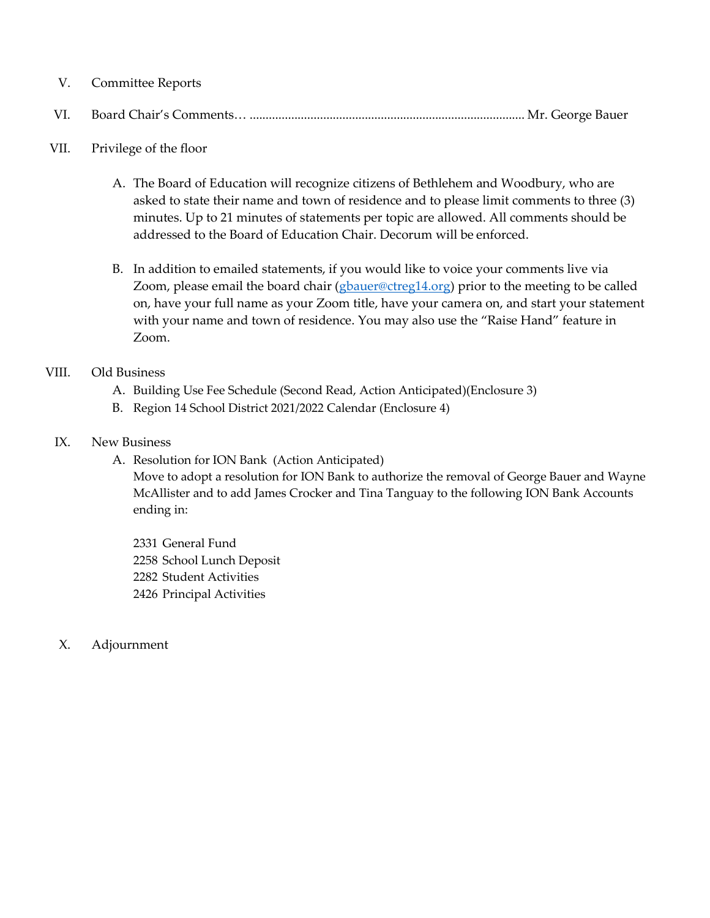V. Committee Reports

VI. Board Chair's Comments… ..................................................................................... Mr. George Bauer

VII. Privilege of the floor

   A. The Board of Education will recognize citizens of Bethlehem and Woodbury, who are asked to state their name and town of residence and to please limit comments to three (3) minutes. Up to 21 minutes of statements per topic are allowed. All comments should be addressed to the Board of Education Chair. Decorum will be enforced.

   B. In addition to emailed statements, if you would like to voice your comments live via Zoom, please email the board chair (gbauer@ctreg14.org) prior to the meeting to be called on, have your full name as your Zoom title, have your camera on, and start your statement with your name and town of residence. You may also use the "Raise Hand" feature in Zoom.

VIII. Old Business

   A. Building Use Fee Schedule (Second Read, Action Anticipated)(Enclosure 3)
   B. Region 14 School District 2021/2022 Calendar (Enclosure 4)

IX. New Business

   A. Resolution for ION Bank (Action Anticipated)
   Move to adopt a resolution for ION Bank to authorize the removal of George Bauer and Wayne McAllister and to add James Crocker and Tina Tanguay to the following ION Bank Accounts ending in:

   2331 General Fund
   2258 School Lunch Deposit
   2282 Student Activities
   2426 Principal Activities

X. Adjournment